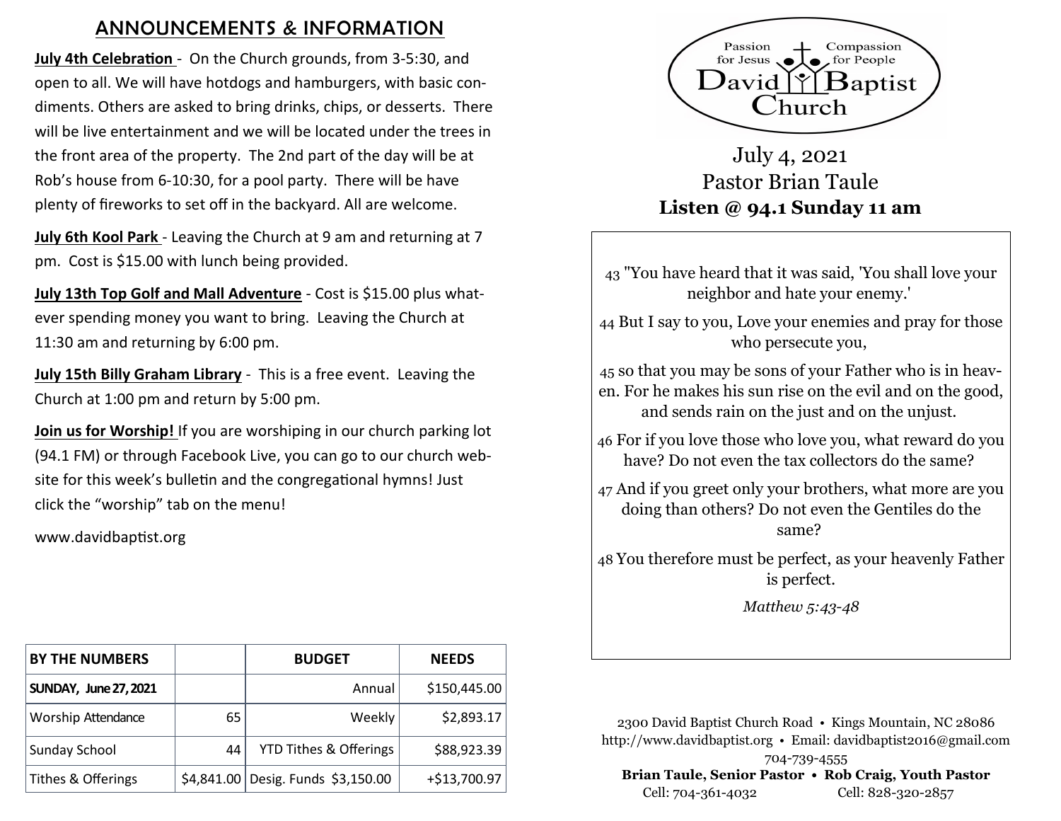## ANNOUNCEMENTS & INFORMATION

**July 4th Celebration** - On the Church grounds, from 3-5:30, and open to all. We will have hotdogs and hamburgers, with basic condiments. Others are asked to bring drinks, chips, or desserts. There will be live entertainment and we will be located under the trees in the front area of the property. The 2nd part of the day will be at Rob's house from 6-10:30, for a pool party. There will be have plenty of fireworks to set off in the backyard. All are welcome.

**July 6th Kool Park** - Leaving the Church at 9 am and returning at 7 pm. Cost is $15.00 with lunch being provided.

**July 13th Top Golf and Mall Adventure** - Cost is $15.00 plus whatever spending money you want to bring. Leaving the Church at 11:30 am and returning by 6:00 pm.

**July 15th Billy Graham Library** - This is a free event. Leaving the Church at 1:00 pm and return by 5:00 pm.

**Join us for Worship!** If you are worshiping in our church parking lot (94.1 FM) or through Facebook Live, you can go to our church website for this week's bulletin and the congregational hymns! Just click the "worship" tab on the menu!

www.davidbaptist.org

| BY THE NUMBERS | | BUDGET | NEEDS |
|---|---|---|---|
| SUNDAY, June 27, 2021 | | Annual | $150,445.00 |
| Worship Attendance | 65 | Weekly | $2,893.17 |
| Sunday School | 44 | YTD Tithes & Offerings | $88,923.39 |
| Tithes & Offerings | $4,841.00 | Desig. Funds $3,150.00 | +$13,700.97 |

Passion for Jesus — Compassion for People

# David Baptist Church

July 4, 2021

Pastor Brian Taule

**Listen @ 94.1 Sunday 11 am**

43 "You have heard that it was said, 'You shall love your neighbor and hate your enemy.'

44 But I say to you, Love your enemies and pray for those who persecute you,

45 so that you may be sons of your Father who is in heaven. For he makes his sun rise on the evil and on the good, and sends rain on the just and on the unjust.

46 For if you love those who love you, what reward do you have? Do not even the tax collectors do the same?

47 And if you greet only your brothers, what more are you doing than others? Do not even the Gentiles do the same?

48 You therefore must be perfect, as your heavenly Father is perfect.

*Matthew 5:43-48*

2300 David Baptist Church Road • Kings Mountain, NC 28086
http://www.davidbaptist.org • Email: davidbaptist2016@gmail.com
704-739-4555

**Brian Taule, Senior Pastor • Rob Craig, Youth Pastor**
Cell: 704-361-4032 Cell: 828-320-2857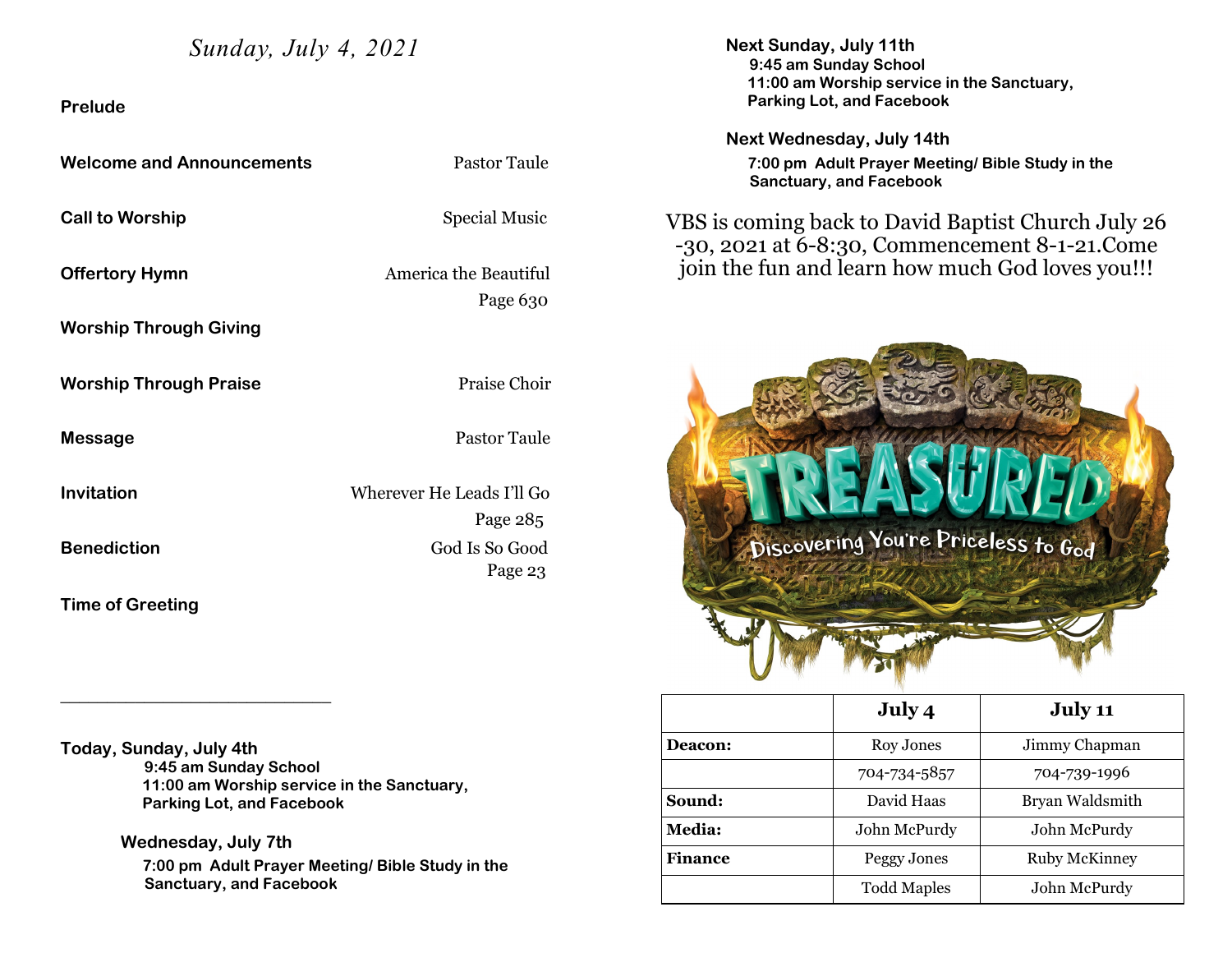*Sunday, July 4, 2021*

**Prelude**

**Welcome and Announcements** — Pastor Taule

**Call to Worship** — Special Music

**Offertory Hymn** — America the Beautiful, Page 630

**Worship Through Giving**

**Worship Through Praise** — Praise Choir

**Message** — Pastor Taule

**Invitation** — Wherever He Leads I'll Go, Page 285

**Benediction** — God Is So Good, Page 23

**Time of Greeting**

---

**Today, Sunday, July 4th**
**9:45 am Sunday School**
**11:00 am Worship service in the Sanctuary, Parking Lot, and Facebook**

**Wednesday, July 7th**
**7:00 pm Adult Prayer Meeting/ Bible Study in the Sanctuary, and Facebook**

**Next Sunday, July 11th**
**9:45 am Sunday School**
**11:00 am Worship service in the Sanctuary, Parking Lot, and Facebook**

**Next Wednesday, July 14th**
**7:00 pm Adult Prayer Meeting/ Bible Study in the Sanctuary, and Facebook**

VBS is coming back to David Baptist Church July 26 -30, 2021 at 6-8:30, Commencement 8-1-21.Come join the fun and learn how much God loves you!!!

TREASURED
Discovering You're Priceless to God

| | July 4 | July 11 |
|---|---|---|
| **Deacon:** | Roy Jones | Jimmy Chapman |
| | 704-734-5857 | 704-739-1996 |
| **Sound:** | David Haas | Bryan Waldsmith |
| **Media:** | John McPurdy | John McPurdy |
| **Finance** | Peggy Jones | Ruby McKinney |
| | Todd Maples | John McPurdy |